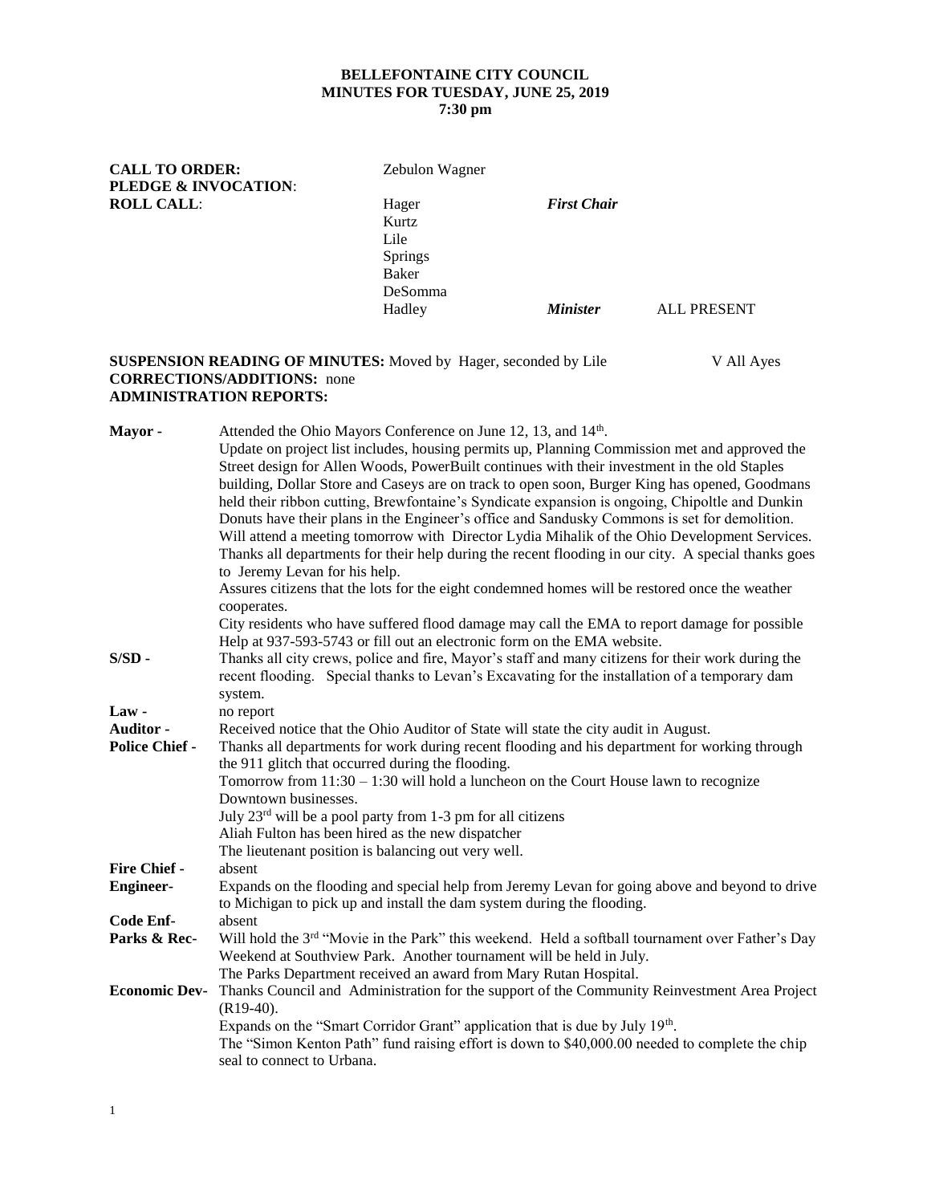**BELLEFONTAINE CITY COUNCIL**
**MINUTES FOR TUESDAY, JUNE 25, 2019**
**7:30 pm**

**CALL TO ORDER:** Zebulon Wagner
**PLEDGE & INVOCATION**:
**ROLL CALL**:

| | | |
|---|---|---|
| Hager | ***First Chair*** | |
| Kurtz | | |
| Lile | | |
| Springs | | |
| Baker | | |
| DeSomma | | |
| Hadley | ***Minister*** | ALL PRESENT |

**SUSPENSION READING OF MINUTES:** Moved by Hager, seconded by Lile V All Ayes
**CORRECTIONS/ADDITIONS:** none
**ADMINISTRATION REPORTS:**

**Mayor -** Attended the Ohio Mayors Conference on June 12, 13, and 14th.
Update on project list includes, housing permits up, Planning Commission met and approved the Street design for Allen Woods, PowerBuilt continues with their investment in the old Staples building, Dollar Store and Caseys are on track to open soon, Burger King has opened, Goodmans held their ribbon cutting, Brewfontaine's Syndicate expansion is ongoing, Chipoltle and Dunkin Donuts have their plans in the Engineer's office and Sandusky Commons is set for demolition.
Will attend a meeting tomorrow with Director Lydia Mihalik of the Ohio Development Services.
Thanks all departments for their help during the recent flooding in our city. A special thanks goes to Jeremy Levan for his help.
Assures citizens that the lots for the eight condemned homes will be restored once the weather cooperates.
City residents who have suffered flood damage may call the EMA to report damage for possible Help at 937-593-5743 or fill out an electronic form on the EMA website.

**S/SD -** Thanks all city crews, police and fire, Mayor's staff and many citizens for their work during the recent flooding. Special thanks to Levan's Excavating for the installation of a temporary dam system.

**Law -** no report

**Auditor -** Received notice that the Ohio Auditor of State will state the city audit in August.

**Police Chief -** Thanks all departments for work during recent flooding and his department for working through the 911 glitch that occurred during the flooding.
Tomorrow from 11:30 – 1:30 will hold a luncheon on the Court House lawn to recognize Downtown businesses.
July 23rd will be a pool party from 1-3 pm for all citizens
Aliah Fulton has been hired as the new dispatcher
The lieutenant position is balancing out very well.

**Fire Chief -** absent

**Engineer-** Expands on the flooding and special help from Jeremy Levan for going above and beyond to drive to Michigan to pick up and install the dam system during the flooding.

**Code Enf-** absent

**Parks & Rec-** Will hold the 3rd "Movie in the Park" this weekend. Held a softball tournament over Father's Day Weekend at Southview Park. Another tournament will be held in July.
The Parks Department received an award from Mary Rutan Hospital.

**Economic Dev-** Thanks Council and Administration for the support of the Community Reinvestment Area Project (R19-40).
Expands on the "Smart Corridor Grant" application that is due by July 19th.
The "Simon Kenton Path" fund raising effort is down to $40,000.00 needed to complete the chip seal to connect to Urbana.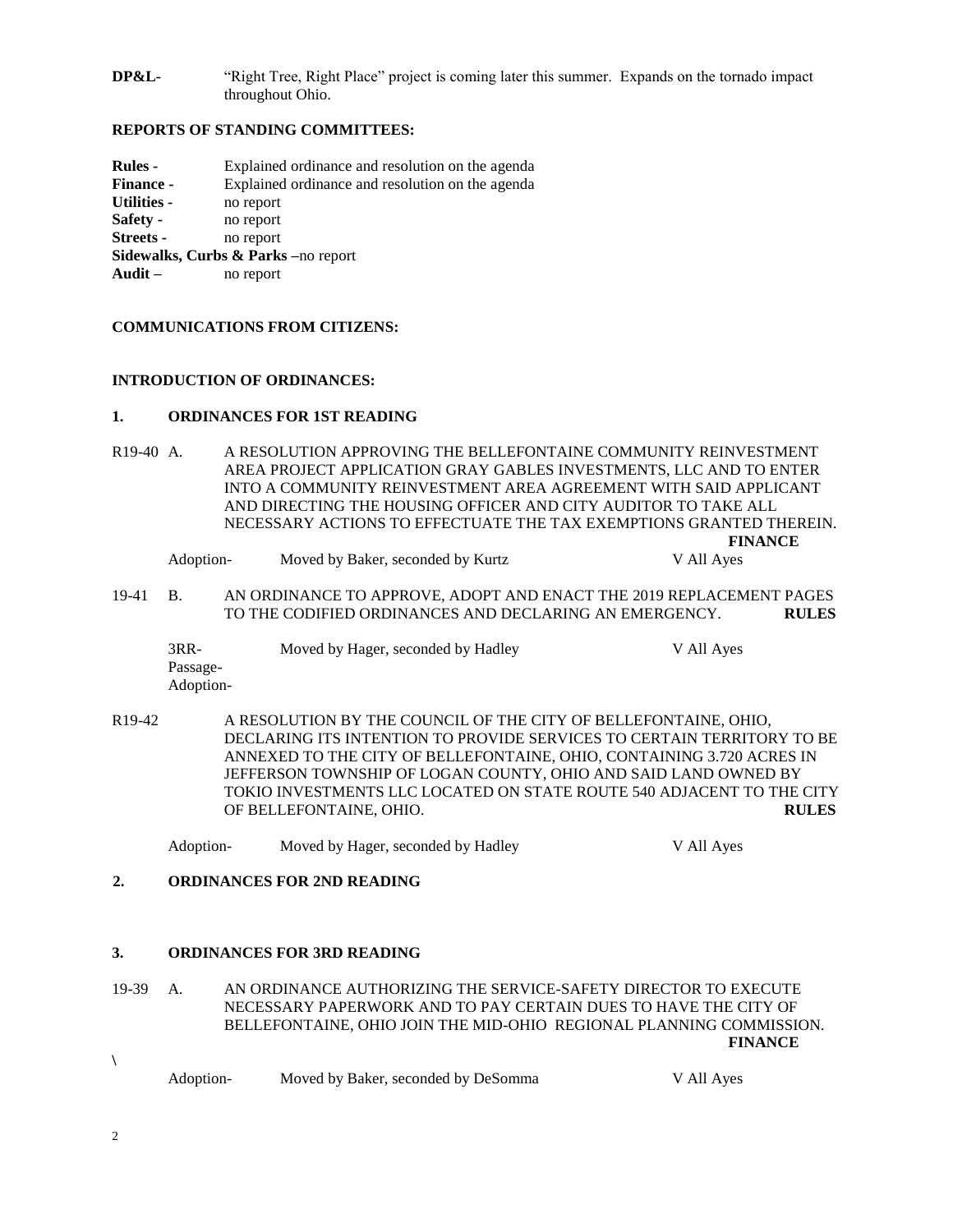**DP&L-** "Right Tree, Right Place" project is coming later this summer. Expands on the tornado impact throughout Ohio.

**REPORTS OF STANDING COMMITTEES:**

**Rules -** Explained ordinance and resolution on the agenda
**Finance -** Explained ordinance and resolution on the agenda
**Utilities -** no report
**Safety -** no report
**Streets -** no report
**Sidewalks, Curbs & Parks –**no report
**Audit –** no report

**COMMUNICATIONS FROM CITIZENS:**

**INTRODUCTION OF ORDINANCES:**

**1. ORDINANCES FOR 1ST READING**

R19-40 A. A RESOLUTION APPROVING THE BELLEFONTAINE COMMUNITY REINVESTMENT AREA PROJECT APPLICATION GRAY GABLES INVESTMENTS, LLC AND TO ENTER INTO A COMMUNITY REINVESTMENT AREA AGREEMENT WITH SAID APPLICANT AND DIRECTING THE HOUSING OFFICER AND CITY AUDITOR TO TAKE ALL NECESSARY ACTIONS TO EFFECTUATE THE TAX EXEMPTIONS GRANTED THEREIN. **FINANCE**

Adoption- Moved by Baker, seconded by Kurtz V All Ayes

19-41 B. AN ORDINANCE TO APPROVE, ADOPT AND ENACT THE 2019 REPLACEMENT PAGES TO THE CODIFIED ORDINANCES AND DECLARING AN EMERGENCY. **RULES**

3RR-
Passage-
Adoption- Moved by Hager, seconded by Hadley V All Ayes

R19-42 A RESOLUTION BY THE COUNCIL OF THE CITY OF BELLEFONTAINE, OHIO, DECLARING ITS INTENTION TO PROVIDE SERVICES TO CERTAIN TERRITORY TO BE ANNEXED TO THE CITY OF BELLEFONTAINE, OHIO, CONTAINING 3.720 ACRES IN JEFFERSON TOWNSHIP OF LOGAN COUNTY, OHIO AND SAID LAND OWNED BY TOKIO INVESTMENTS LLC LOCATED ON STATE ROUTE 540 ADJACENT TO THE CITY OF BELLEFONTAINE, OHIO. **RULES**

Adoption- Moved by Hager, seconded by Hadley V All Ayes

**2. ORDINANCES FOR 2ND READING**

**3. ORDINANCES FOR 3RD READING**

19-39 A. AN ORDINANCE AUTHORIZING THE SERVICE-SAFETY DIRECTOR TO EXECUTE NECESSARY PAPERWORK AND TO PAY CERTAIN DUES TO HAVE THE CITY OF BELLEFONTAINE, OHIO JOIN THE MID-OHIO REGIONAL PLANNING COMMISSION. **FINANCE**

\

Adoption- Moved by Baker, seconded by DeSomma V All Ayes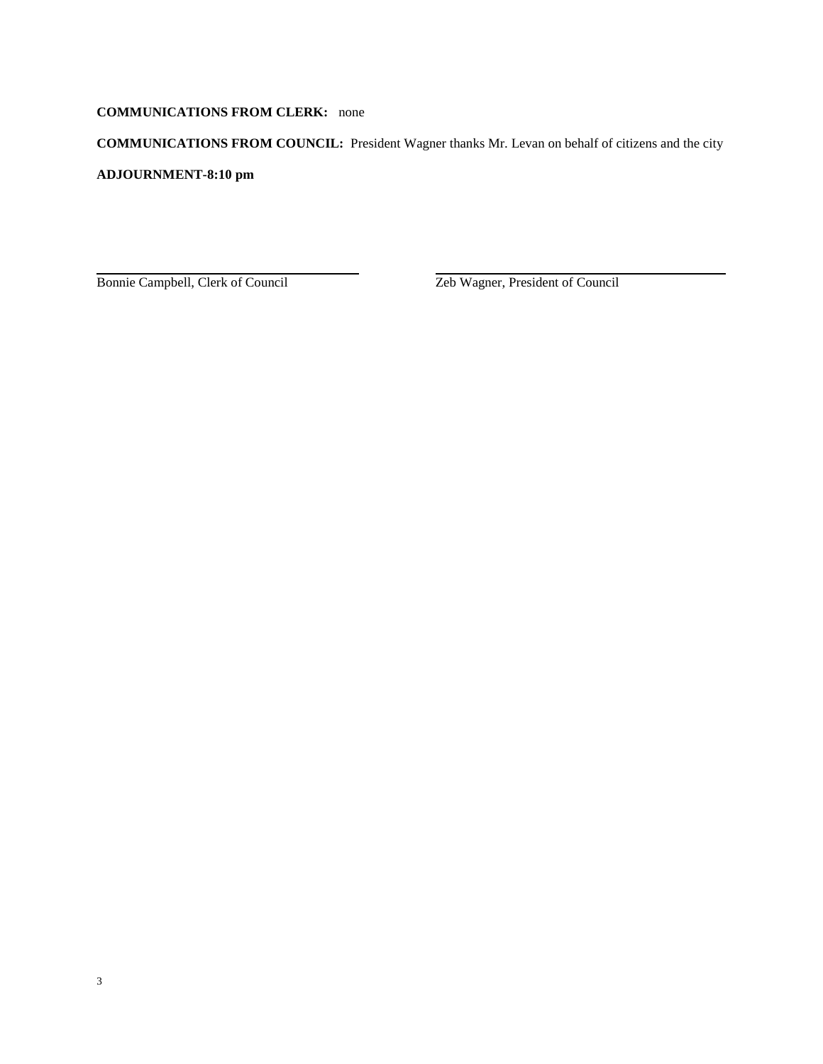**COMMUNICATIONS FROM CLERK:** none

**COMMUNICATIONS FROM COUNCIL:** President Wagner thanks Mr. Levan on behalf of citizens and the city

**ADJOURNMENT-8:10 pm**

Bonnie Campbell, Clerk of Council

Zeb Wagner, President of Council